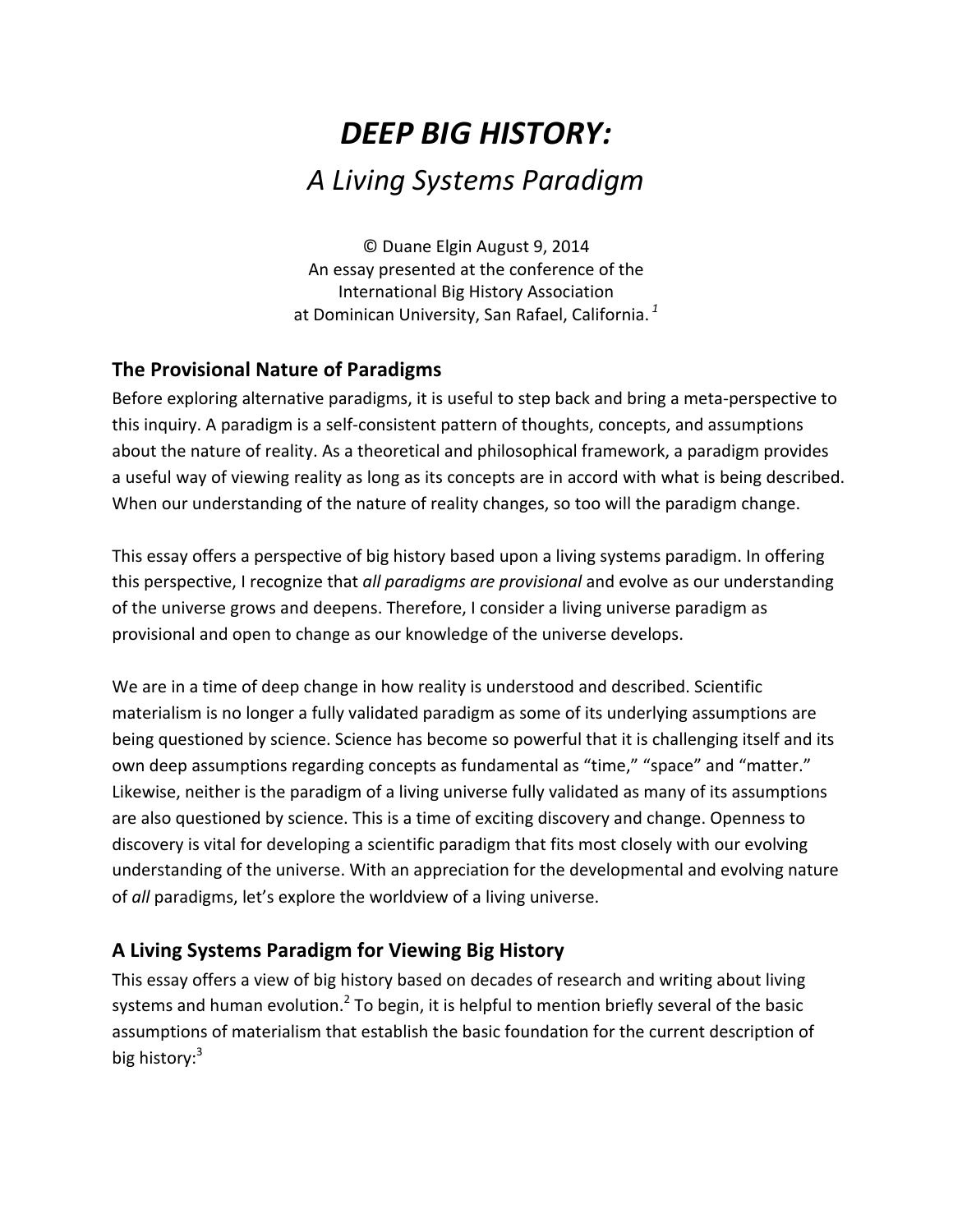# *DEEP BIG HISTORY:*

## *A Living Systems Paradigm*

© Duane Elgin August 9, 2014
An essay presented at the conference of the
International Big History Association
at Dominican University, San Rafael, California. [1]

## The Provisional Nature of Paradigms

Before exploring alternative paradigms, it is useful to step back and bring a meta-perspective to this inquiry. A paradigm is a self-consistent pattern of thoughts, concepts, and assumptions about the nature of reality. As a theoretical and philosophical framework, a paradigm provides a useful way of viewing reality as long as its concepts are in accord with what is being described. When our understanding of the nature of reality changes, so too will the paradigm change.

This essay offers a perspective of big history based upon a living systems paradigm. In offering this perspective, I recognize that *all paradigms are provisional* and evolve as our understanding of the universe grows and deepens. Therefore, I consider a living universe paradigm as provisional and open to change as our knowledge of the universe develops.

We are in a time of deep change in how reality is understood and described. Scientific materialism is no longer a fully validated paradigm as some of its underlying assumptions are being questioned by science. Science has become so powerful that it is challenging itself and its own deep assumptions regarding concepts as fundamental as "time," "space" and "matter." Likewise, neither is the paradigm of a living universe fully validated as many of its assumptions are also questioned by science. This is a time of exciting discovery and change. Openness to discovery is vital for developing a scientific paradigm that fits most closely with our evolving understanding of the universe. With an appreciation for the developmental and evolving nature of *all* paradigms, let's explore the worldview of a living universe.

## A Living Systems Paradigm for Viewing Big History

This essay offers a view of big history based on decades of research and writing about living systems and human evolution.[2] To begin, it is helpful to mention briefly several of the basic assumptions of materialism that establish the basic foundation for the current description of big history:[3]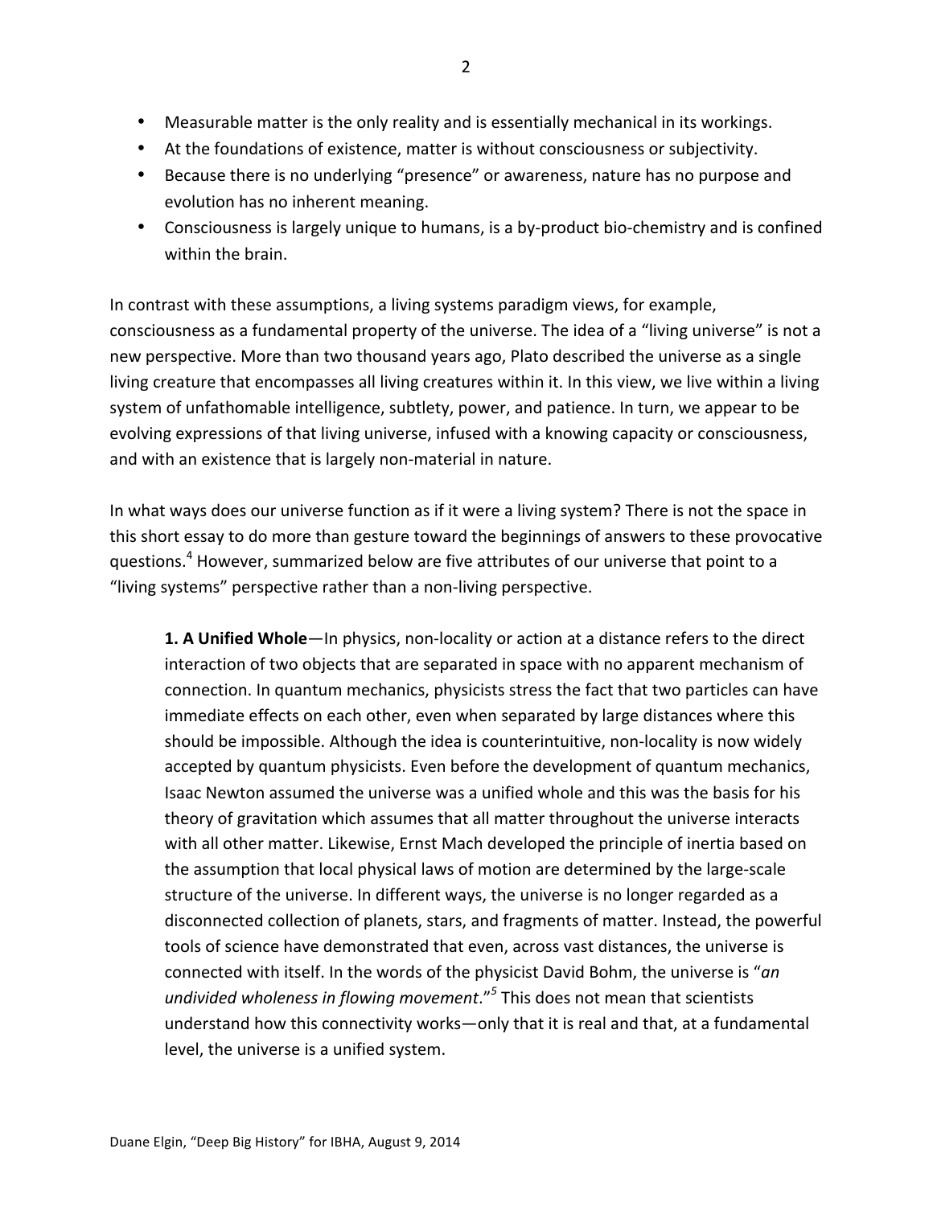- Measurable matter is the only reality and is essentially mechanical in its workings.
- At the foundations of existence, matter is without consciousness or subjectivity.
- Because there is no underlying "presence" or awareness, nature has no purpose and evolution has no inherent meaning.
- Consciousness is largely unique to humans, is a by-product bio-chemistry and is confined within the brain.

In contrast with these assumptions, a living systems paradigm views, for example, consciousness as a fundamental property of the universe. The idea of a "living universe" is not a new perspective. More than two thousand years ago, Plato described the universe as a single living creature that encompasses all living creatures within it. In this view, we live within a living system of unfathomable intelligence, subtlety, power, and patience. In turn, we appear to be evolving expressions of that living universe, infused with a knowing capacity or consciousness, and with an existence that is largely non-material in nature.

In what ways does our universe function as if it were a living system? There is not the space in this short essay to do more than gesture toward the beginnings of answers to these provocative questions.[4] However, summarized below are five attributes of our universe that point to a "living systems" perspective rather than a non-living perspective.

> **1. A Unified Whole**—In physics, non-locality or action at a distance refers to the direct interaction of two objects that are separated in space with no apparent mechanism of connection. In quantum mechanics, physicists stress the fact that two particles can have immediate effects on each other, even when separated by large distances where this should be impossible. Although the idea is counterintuitive, non-locality is now widely accepted by quantum physicists. Even before the development of quantum mechanics, Isaac Newton assumed the universe was a unified whole and this was the basis for his theory of gravitation which assumes that all matter throughout the universe interacts with all other matter. Likewise, Ernst Mach developed the principle of inertia based on the assumption that local physical laws of motion are determined by the large-scale structure of the universe. In different ways, the universe is no longer regarded as a disconnected collection of planets, stars, and fragments of matter. Instead, the powerful tools of science have demonstrated that even, across vast distances, the universe is connected with itself. In the words of the physicist David Bohm, the universe is "*an undivided wholeness in flowing movement*."[5] This does not mean that scientists understand how this connectivity works—only that it is real and that, at a fundamental level, the universe is a unified system.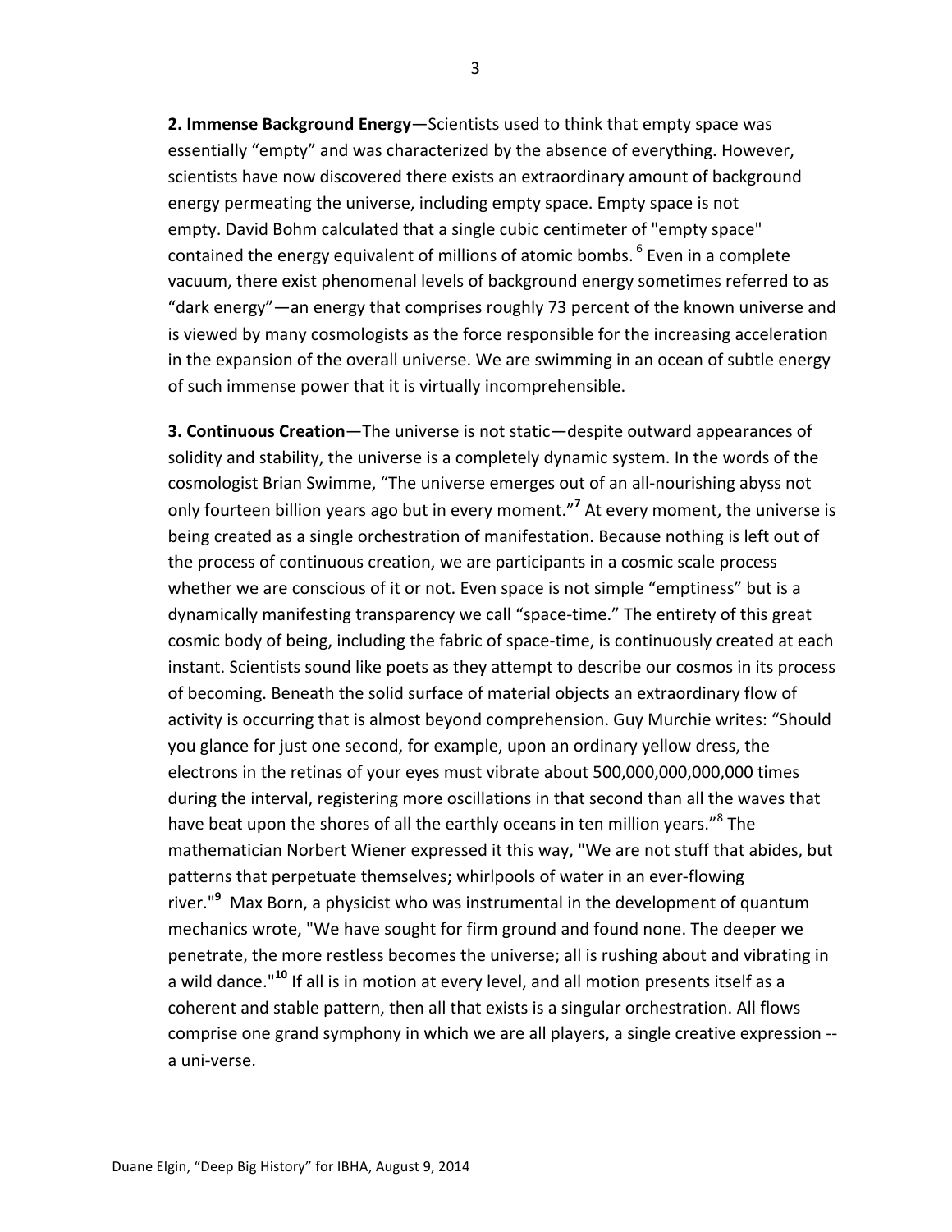**2. Immense Background Energy**—Scientists used to think that empty space was essentially "empty" and was characterized by the absence of everything. However, scientists have now discovered there exists an extraordinary amount of background energy permeating the universe, including empty space. Empty space is not empty. David Bohm calculated that a single cubic centimeter of "empty space" contained the energy equivalent of millions of atomic bombs. [6] Even in a complete vacuum, there exist phenomenal levels of background energy sometimes referred to as "dark energy"—an energy that comprises roughly 73 percent of the known universe and is viewed by many cosmologists as the force responsible for the increasing acceleration in the expansion of the overall universe. We are swimming in an ocean of subtle energy of such immense power that it is virtually incomprehensible.

**3. Continuous Creation**—The universe is not static—despite outward appearances of solidity and stability, the universe is a completely dynamic system. In the words of the cosmologist Brian Swimme, "The universe emerges out of an all-nourishing abyss not only fourteen billion years ago but in every moment."[7] At every moment, the universe is being created as a single orchestration of manifestation. Because nothing is left out of the process of continuous creation, we are participants in a cosmic scale process whether we are conscious of it or not. Even space is not simple "emptiness" but is a dynamically manifesting transparency we call "space-time." The entirety of this great cosmic body of being, including the fabric of space-time, is continuously created at each instant. Scientists sound like poets as they attempt to describe our cosmos in its process of becoming. Beneath the solid surface of material objects an extraordinary flow of activity is occurring that is almost beyond comprehension. Guy Murchie writes: "Should you glance for just one second, for example, upon an ordinary yellow dress, the electrons in the retinas of your eyes must vibrate about 500,000,000,000,000 times during the interval, registering more oscillations in that second than all the waves that have beat upon the shores of all the earthly oceans in ten million years."[8] The mathematician Norbert Wiener expressed it this way, "We are not stuff that abides, but patterns that perpetuate themselves; whirlpools of water in an ever-flowing river."[9] Max Born, a physicist who was instrumental in the development of quantum mechanics wrote, "We have sought for firm ground and found none. The deeper we penetrate, the more restless becomes the universe; all is rushing about and vibrating in a wild dance."[10] If all is in motion at every level, and all motion presents itself as a coherent and stable pattern, then all that exists is a singular orchestration. All flows comprise one grand symphony in which we are all players, a single creative expression -- a uni-verse.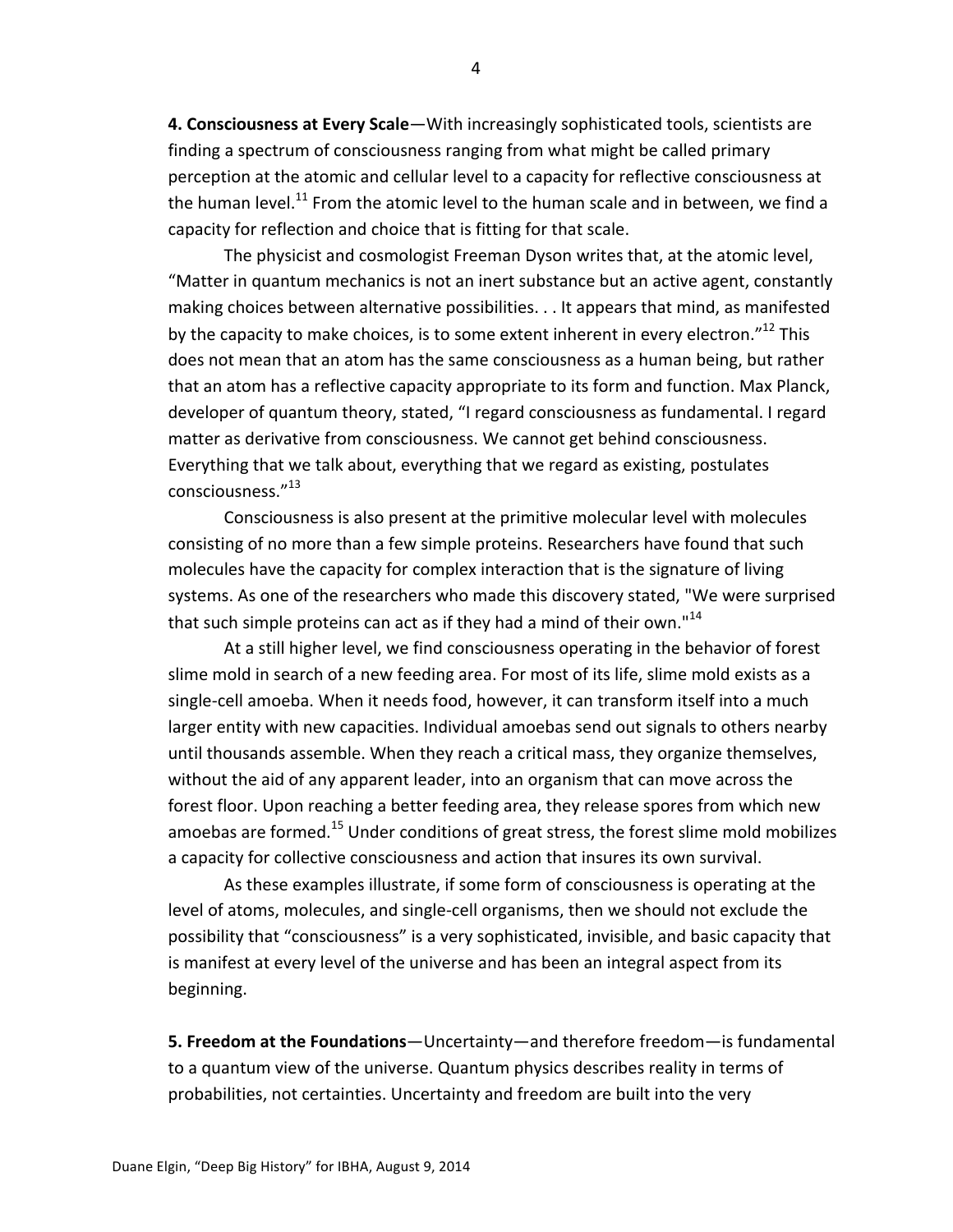**4. Consciousness at Every Scale**—With increasingly sophisticated tools, scientists are finding a spectrum of consciousness ranging from what might be called primary perception at the atomic and cellular level to a capacity for reflective consciousness at the human level.[11] From the atomic level to the human scale and in between, we find a capacity for reflection and choice that is fitting for that scale.

The physicist and cosmologist Freeman Dyson writes that, at the atomic level, "Matter in quantum mechanics is not an inert substance but an active agent, constantly making choices between alternative possibilities. . . It appears that mind, as manifested by the capacity to make choices, is to some extent inherent in every electron."[12] This does not mean that an atom has the same consciousness as a human being, but rather that an atom has a reflective capacity appropriate to its form and function. Max Planck, developer of quantum theory, stated, "I regard consciousness as fundamental. I regard matter as derivative from consciousness. We cannot get behind consciousness. Everything that we talk about, everything that we regard as existing, postulates consciousness."[13]

Consciousness is also present at the primitive molecular level with molecules consisting of no more than a few simple proteins. Researchers have found that such molecules have the capacity for complex interaction that is the signature of living systems. As one of the researchers who made this discovery stated, "We were surprised that such simple proteins can act as if they had a mind of their own."[14]

At a still higher level, we find consciousness operating in the behavior of forest slime mold in search of a new feeding area. For most of its life, slime mold exists as a single-cell amoeba. When it needs food, however, it can transform itself into a much larger entity with new capacities. Individual amoebas send out signals to others nearby until thousands assemble. When they reach a critical mass, they organize themselves, without the aid of any apparent leader, into an organism that can move across the forest floor. Upon reaching a better feeding area, they release spores from which new amoebas are formed.[15] Under conditions of great stress, the forest slime mold mobilizes a capacity for collective consciousness and action that insures its own survival.

As these examples illustrate, if some form of consciousness is operating at the level of atoms, molecules, and single-cell organisms, then we should not exclude the possibility that "consciousness" is a very sophisticated, invisible, and basic capacity that is manifest at every level of the universe and has been an integral aspect from its beginning.

**5. Freedom at the Foundations**—Uncertainty—and therefore freedom—is fundamental to a quantum view of the universe. Quantum physics describes reality in terms of probabilities, not certainties. Uncertainty and freedom are built into the very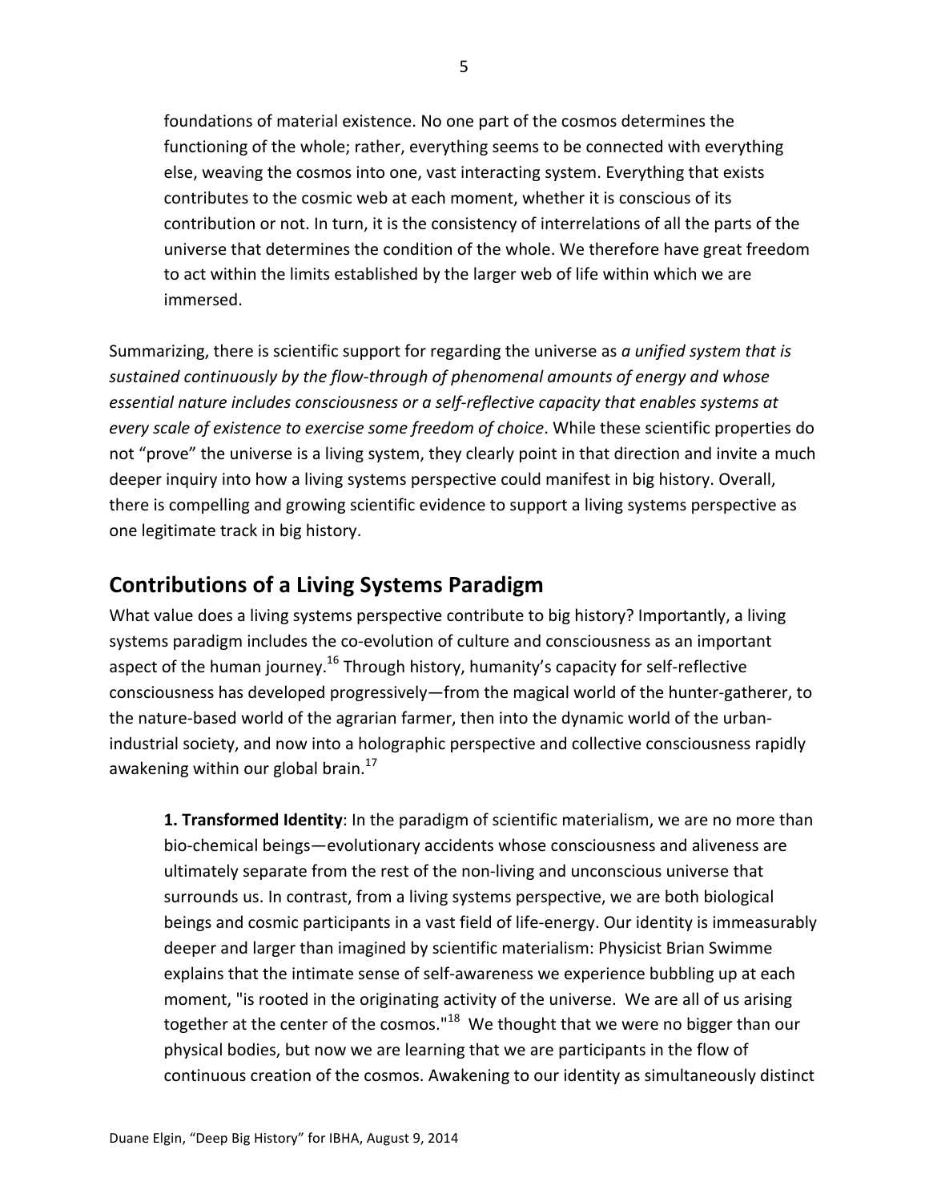> foundations of material existence. No one part of the cosmos determines the functioning of the whole; rather, everything seems to be connected with everything else, weaving the cosmos into one, vast interacting system. Everything that exists contributes to the cosmic web at each moment, whether it is conscious of its contribution or not. In turn, it is the consistency of interrelations of all the parts of the universe that determines the condition of the whole. We therefore have great freedom to act within the limits established by the larger web of life within which we are immersed.

Summarizing, there is scientific support for regarding the universe as *a unified system that is sustained continuously by the flow-through of phenomenal amounts of energy and whose essential nature includes consciousness or a self-reflective capacity that enables systems at every scale of existence to exercise some freedom of choice*. While these scientific properties do not "prove" the universe is a living system, they clearly point in that direction and invite a much deeper inquiry into how a living systems perspective could manifest in big history. Overall, there is compelling and growing scientific evidence to support a living systems perspective as one legitimate track in big history.

## Contributions of a Living Systems Paradigm

What value does a living systems perspective contribute to big history? Importantly, a living systems paradigm includes the co-evolution of culture and consciousness as an important aspect of the human journey.[16] Through history, humanity's capacity for self-reflective consciousness has developed progressively—from the magical world of the hunter-gatherer, to the nature-based world of the agrarian farmer, then into the dynamic world of the urban-industrial society, and now into a holographic perspective and collective consciousness rapidly awakening within our global brain.[17]

> **1. Transformed Identity**: In the paradigm of scientific materialism, we are no more than bio-chemical beings—evolutionary accidents whose consciousness and aliveness are ultimately separate from the rest of the non-living and unconscious universe that surrounds us. In contrast, from a living systems perspective, we are both biological beings and cosmic participants in a vast field of life-energy. Our identity is immeasurably deeper and larger than imagined by scientific materialism: Physicist Brian Swimme explains that the intimate sense of self-awareness we experience bubbling up at each moment, "is rooted in the originating activity of the universe. We are all of us arising together at the center of the cosmos."[18] We thought that we were no bigger than our physical bodies, but now we are learning that we are participants in the flow of continuous creation of the cosmos. Awakening to our identity as simultaneously distinct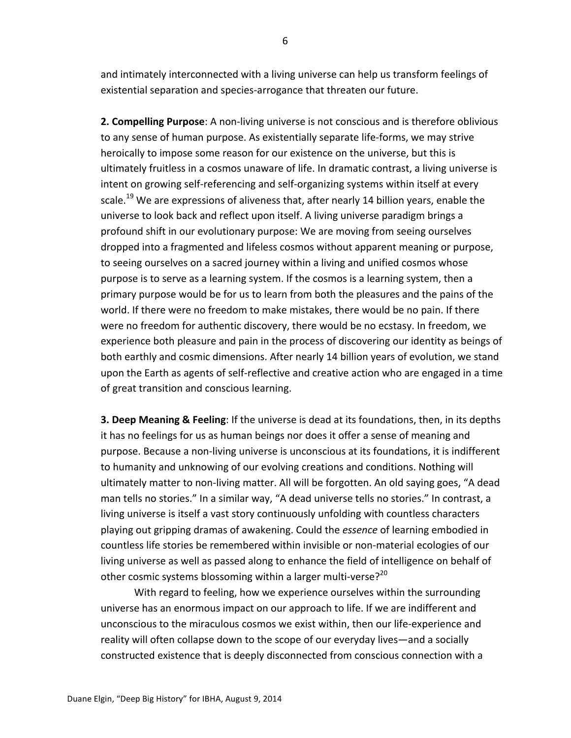and intimately interconnected with a living universe can help us transform feelings of existential separation and species-arrogance that threaten our future.

**2. Compelling Purpose**: A non-living universe is not conscious and is therefore oblivious to any sense of human purpose. As existentially separate life-forms, we may strive heroically to impose some reason for our existence on the universe, but this is ultimately fruitless in a cosmos unaware of life. In dramatic contrast, a living universe is intent on growing self-referencing and self-organizing systems within itself at every scale.[19] We are expressions of aliveness that, after nearly 14 billion years, enable the universe to look back and reflect upon itself. A living universe paradigm brings a profound shift in our evolutionary purpose: We are moving from seeing ourselves dropped into a fragmented and lifeless cosmos without apparent meaning or purpose, to seeing ourselves on a sacred journey within a living and unified cosmos whose purpose is to serve as a learning system. If the cosmos is a learning system, then a primary purpose would be for us to learn from both the pleasures and the pains of the world. If there were no freedom to make mistakes, there would be no pain. If there were no freedom for authentic discovery, there would be no ecstasy. In freedom, we experience both pleasure and pain in the process of discovering our identity as beings of both earthly and cosmic dimensions. After nearly 14 billion years of evolution, we stand upon the Earth as agents of self-reflective and creative action who are engaged in a time of great transition and conscious learning.

**3. Deep Meaning & Feeling**: If the universe is dead at its foundations, then, in its depths it has no feelings for us as human beings nor does it offer a sense of meaning and purpose. Because a non-living universe is unconscious at its foundations, it is indifferent to humanity and unknowing of our evolving creations and conditions. Nothing will ultimately matter to non-living matter. All will be forgotten. An old saying goes, "A dead man tells no stories." In a similar way, "A dead universe tells no stories." In contrast, a living universe is itself a vast story continuously unfolding with countless characters playing out gripping dramas of awakening. Could the *essence* of learning embodied in countless life stories be remembered within invisible or non-material ecologies of our living universe as well as passed along to enhance the field of intelligence on behalf of other cosmic systems blossoming within a larger multi-verse?[20]

With regard to feeling, how we experience ourselves within the surrounding universe has an enormous impact on our approach to life. If we are indifferent and unconscious to the miraculous cosmos we exist within, then our life-experience and reality will often collapse down to the scope of our everyday lives—and a socially constructed existence that is deeply disconnected from conscious connection with a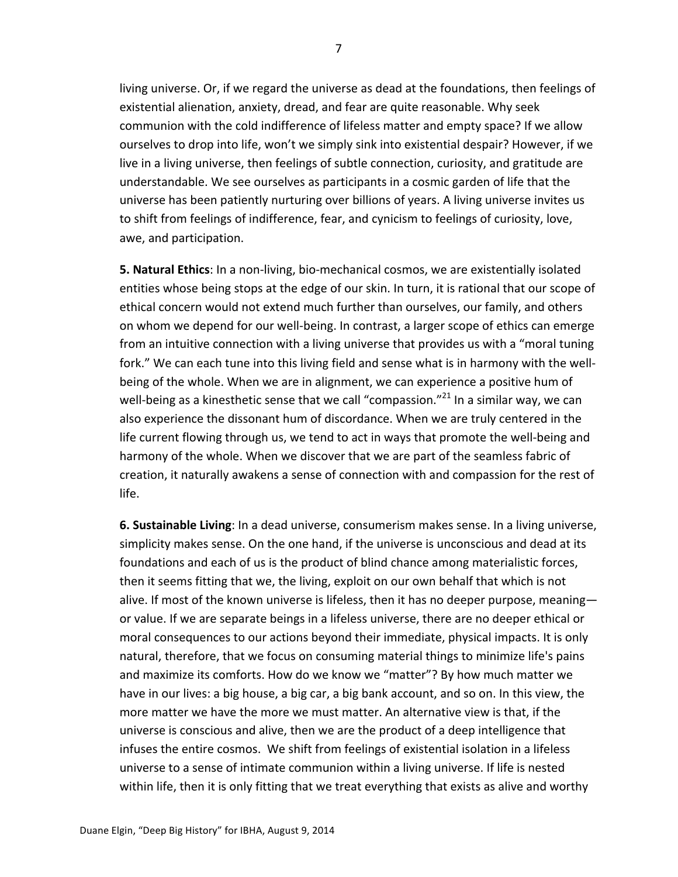living universe. Or, if we regard the universe as dead at the foundations, then feelings of existential alienation, anxiety, dread, and fear are quite reasonable. Why seek communion with the cold indifference of lifeless matter and empty space? If we allow ourselves to drop into life, won't we simply sink into existential despair? However, if we live in a living universe, then feelings of subtle connection, curiosity, and gratitude are understandable. We see ourselves as participants in a cosmic garden of life that the universe has been patiently nurturing over billions of years. A living universe invites us to shift from feelings of indifference, fear, and cynicism to feelings of curiosity, love, awe, and participation.

**5. Natural Ethics**: In a non-living, bio-mechanical cosmos, we are existentially isolated entities whose being stops at the edge of our skin. In turn, it is rational that our scope of ethical concern would not extend much further than ourselves, our family, and others on whom we depend for our well-being. In contrast, a larger scope of ethics can emerge from an intuitive connection with a living universe that provides us with a "moral tuning fork." We can each tune into this living field and sense what is in harmony with the well-being of the whole. When we are in alignment, we can experience a positive hum of well-being as a kinesthetic sense that we call "compassion."[21] In a similar way, we can also experience the dissonant hum of discordance. When we are truly centered in the life current flowing through us, we tend to act in ways that promote the well-being and harmony of the whole. When we discover that we are part of the seamless fabric of creation, it naturally awakens a sense of connection with and compassion for the rest of life.

**6. Sustainable Living**: In a dead universe, consumerism makes sense. In a living universe, simplicity makes sense. On the one hand, if the universe is unconscious and dead at its foundations and each of us is the product of blind chance among materialistic forces, then it seems fitting that we, the living, exploit on our own behalf that which is not alive. If most of the known universe is lifeless, then it has no deeper purpose, meaning—or value. If we are separate beings in a lifeless universe, there are no deeper ethical or moral consequences to our actions beyond their immediate, physical impacts. It is only natural, therefore, that we focus on consuming material things to minimize life's pains and maximize its comforts. How do we know we "matter"? By how much matter we have in our lives: a big house, a big car, a big bank account, and so on. In this view, the more matter we have the more we must matter. An alternative view is that, if the universe is conscious and alive, then we are the product of a deep intelligence that infuses the entire cosmos. We shift from feelings of existential isolation in a lifeless universe to a sense of intimate communion within a living universe. If life is nested within life, then it is only fitting that we treat everything that exists as alive and worthy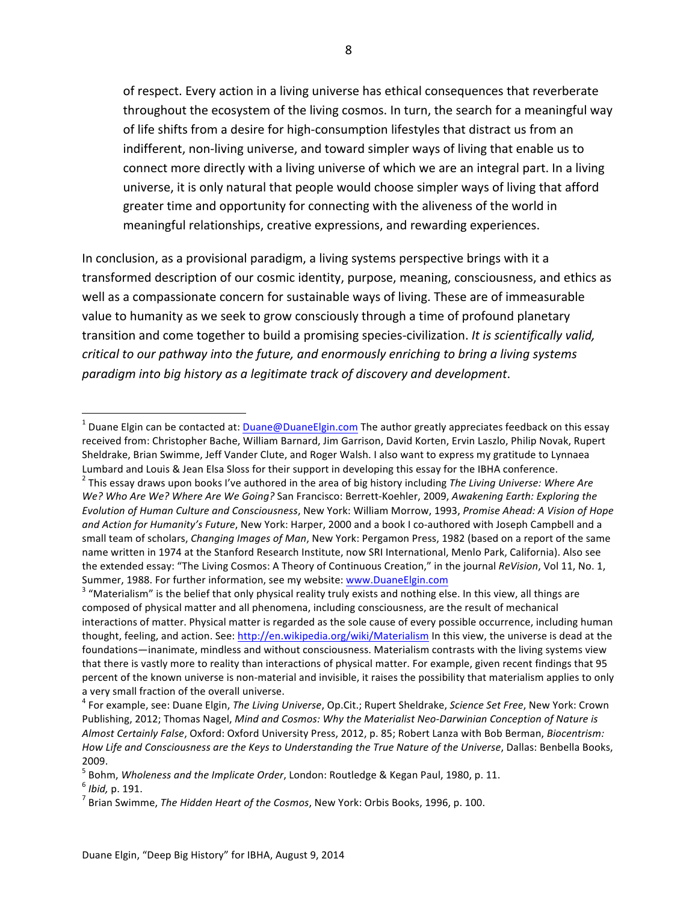> of respect. Every action in a living universe has ethical consequences that reverberate throughout the ecosystem of the living cosmos. In turn, the search for a meaningful way of life shifts from a desire for high-consumption lifestyles that distract us from an indifferent, non-living universe, and toward simpler ways of living that enable us to connect more directly with a living universe of which we are an integral part. In a living universe, it is only natural that people would choose simpler ways of living that afford greater time and opportunity for connecting with the aliveness of the world in meaningful relationships, creative expressions, and rewarding experiences.

In conclusion, as a provisional paradigm, a living systems perspective brings with it a transformed description of our cosmic identity, purpose, meaning, consciousness, and ethics as well as a compassionate concern for sustainable ways of living. These are of immeasurable value to humanity as we seek to grow consciously through a time of profound planetary transition and come together to build a promising species-civilization. *It is scientifically valid, critical to our pathway into the future, and enormously enriching to bring a living systems paradigm into big history as a legitimate track of discovery and development*.

---

[1] Duane Elgin can be contacted at: Duane@DuaneElgin.com The author greatly appreciates feedback on this essay received from: Christopher Bache, William Barnard, Jim Garrison, David Korten, Ervin Laszlo, Philip Novak, Rupert Sheldrake, Brian Swimme, Jeff Vander Clute, and Roger Walsh. I also want to express my gratitude to Lynnaea Lumbard and Louis & Jean Elsa Sloss for their support in developing this essay for the IBHA conference.

[2] This essay draws upon books I've authored in the area of big history including *The Living Universe: Where Are We? Who Are We? Where Are We Going?* San Francisco: Berrett-Koehler, 2009, *Awakening Earth: Exploring the Evolution of Human Culture and Consciousness*, New York: William Morrow, 1993, *Promise Ahead: A Vision of Hope and Action for Humanity's Future*, New York: Harper, 2000 and a book I co-authored with Joseph Campbell and a small team of scholars, *Changing Images of Man*, New York: Pergamon Press, 1982 (based on a report of the same name written in 1974 at the Stanford Research Institute, now SRI International, Menlo Park, California). Also see the extended essay: "The Living Cosmos: A Theory of Continuous Creation," in the journal *ReVision*, Vol 11, No. 1, Summer, 1988. For further information, see my website: www.DuaneElgin.com

[3] "Materialism" is the belief that only physical reality truly exists and nothing else. In this view, all things are composed of physical matter and all phenomena, including consciousness, are the result of mechanical interactions of matter. Physical matter is regarded as the sole cause of every possible occurrence, including human thought, feeling, and action. See: http://en.wikipedia.org/wiki/Materialism In this view, the universe is dead at the foundations—inanimate, mindless and without consciousness. Materialism contrasts with the living systems view that there is vastly more to reality than interactions of physical matter. For example, given recent findings that 95 percent of the known universe is non-material and invisible, it raises the possibility that materialism applies to only a very small fraction of the overall universe.

[4] For example, see: Duane Elgin, *The Living Universe*, Op.Cit.; Rupert Sheldrake, *Science Set Free*, New York: Crown Publishing, 2012; Thomas Nagel, *Mind and Cosmos: Why the Materialist Neo-Darwinian Conception of Nature is Almost Certainly False*, Oxford: Oxford University Press, 2012, p. 85; Robert Lanza with Bob Berman, *Biocentrism: How Life and Consciousness are the Keys to Understanding the True Nature of the Universe*, Dallas: Benbella Books, 2009.

[5] Bohm, *Wholeness and the Implicate Order*, London: Routledge & Kegan Paul, 1980, p. 11.

[6] *Ibid,* p. 191.

[7] Brian Swimme, *The Hidden Heart of the Cosmos*, New York: Orbis Books, 1996, p. 100.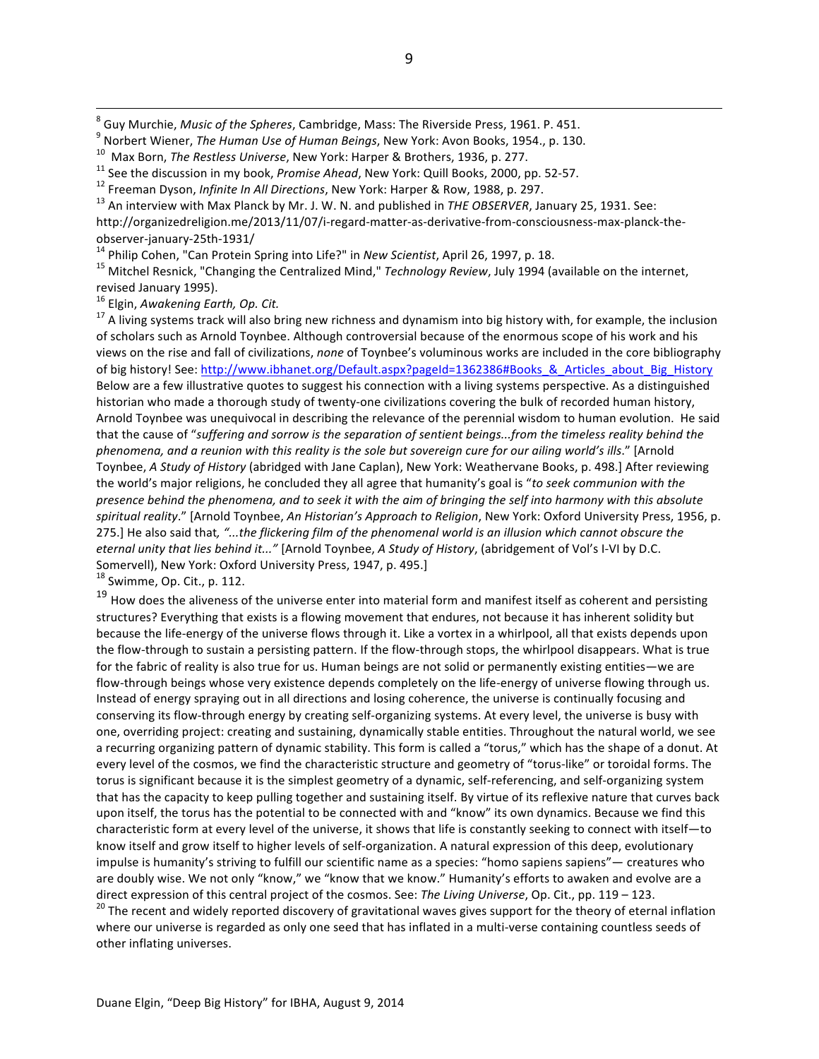[8] Guy Murchie, *Music of the Spheres*, Cambridge, Mass: The Riverside Press, 1961. P. 451.

[9] Norbert Wiener, *The Human Use of Human Beings*, New York: Avon Books, 1954., p. 130.

[10] Max Born, *The Restless Universe*, New York: Harper & Brothers, 1936, p. 277.

[11] See the discussion in my book, *Promise Ahead*, New York: Quill Books, 2000, pp. 52-57.

[12] Freeman Dyson, *Infinite In All Directions*, New York: Harper & Row, 1988, p. 297.

[13] An interview with Max Planck by Mr. J. W. N. and published in *THE OBSERVER*, January 25, 1931. See: http://organizedreligion.me/2013/11/07/i-regard-matter-as-derivative-from-consciousness-max-planck-the-observer-january-25th-1931/

[14] Philip Cohen, "Can Protein Spring into Life?" in *New Scientist*, April 26, 1997, p. 18.

[15] Mitchel Resnick, "Changing the Centralized Mind," *Technology Review*, July 1994 (available on the internet, revised January 1995).

[16] Elgin, *Awakening Earth, Op. Cit.*

[17] A living systems track will also bring new richness and dynamism into big history with, for example, the inclusion of scholars such as Arnold Toynbee. Although controversial because of the enormous scope of his work and his views on the rise and fall of civilizations, *none* of Toynbee's voluminous works are included in the core bibliography of big history! See: http://www.ibhanet.org/Default.aspx?pageId=1362386#Books_&_Articles_about_Big_History Below are a few illustrative quotes to suggest his connection with a living systems perspective. As a distinguished historian who made a thorough study of twenty-one civilizations covering the bulk of recorded human history, Arnold Toynbee was unequivocal in describing the relevance of the perennial wisdom to human evolution. He said that the cause of "*suffering and sorrow is the separation of sentient beings...from the timeless reality behind the phenomena, and a reunion with this reality is the sole but sovereign cure for our ailing world's ills*." [Arnold Toynbee, *A Study of History* (abridged with Jane Caplan), New York: Weathervane Books, p. 498.] After reviewing the world's major religions, he concluded they all agree that humanity's goal is "*to seek communion with the presence behind the phenomena, and to seek it with the aim of bringing the self into harmony with this absolute spiritual reality*." [Arnold Toynbee, *An Historian's Approach to Religion*, New York: Oxford University Press, 1956, p. 275.] He also said that*, "...the flickering film of the phenomenal world is an illusion which cannot obscure the eternal unity that lies behind it..."* [Arnold Toynbee, *A Study of History*, (abridgement of Vol's I-VI by D.C. Somervell), New York: Oxford University Press, 1947, p. 495.]

[18] Swimme, Op. Cit., p. 112.

[19] How does the aliveness of the universe enter into material form and manifest itself as coherent and persisting structures? Everything that exists is a flowing movement that endures, not because it has inherent solidity but because the life-energy of the universe flows through it. Like a vortex in a whirlpool, all that exists depends upon the flow-through to sustain a persisting pattern. If the flow-through stops, the whirlpool disappears. What is true for the fabric of reality is also true for us. Human beings are not solid or permanently existing entities—we are flow-through beings whose very existence depends completely on the life-energy of universe flowing through us. Instead of energy spraying out in all directions and losing coherence, the universe is continually focusing and conserving its flow-through energy by creating self-organizing systems. At every level, the universe is busy with one, overriding project: creating and sustaining, dynamically stable entities. Throughout the natural world, we see a recurring organizing pattern of dynamic stability. This form is called a "torus," which has the shape of a donut. At every level of the cosmos, we find the characteristic structure and geometry of "torus-like" or toroidal forms. The torus is significant because it is the simplest geometry of a dynamic, self-referencing, and self-organizing system that has the capacity to keep pulling together and sustaining itself. By virtue of its reflexive nature that curves back upon itself, the torus has the potential to be connected with and "know" its own dynamics. Because we find this characteristic form at every level of the universe, it shows that life is constantly seeking to connect with itself—to know itself and grow itself to higher levels of self-organization. A natural expression of this deep, evolutionary impulse is humanity's striving to fulfill our scientific name as a species: "homo sapiens sapiens"— creatures who are doubly wise. We not only "know," we "know that we know." Humanity's efforts to awaken and evolve are a direct expression of this central project of the cosmos. See: *The Living Universe*, Op. Cit., pp. 119 – 123.

[20] The recent and widely reported discovery of gravitational waves gives support for the theory of eternal inflation where our universe is regarded as only one seed that has inflated in a multi-verse containing countless seeds of other inflating universes.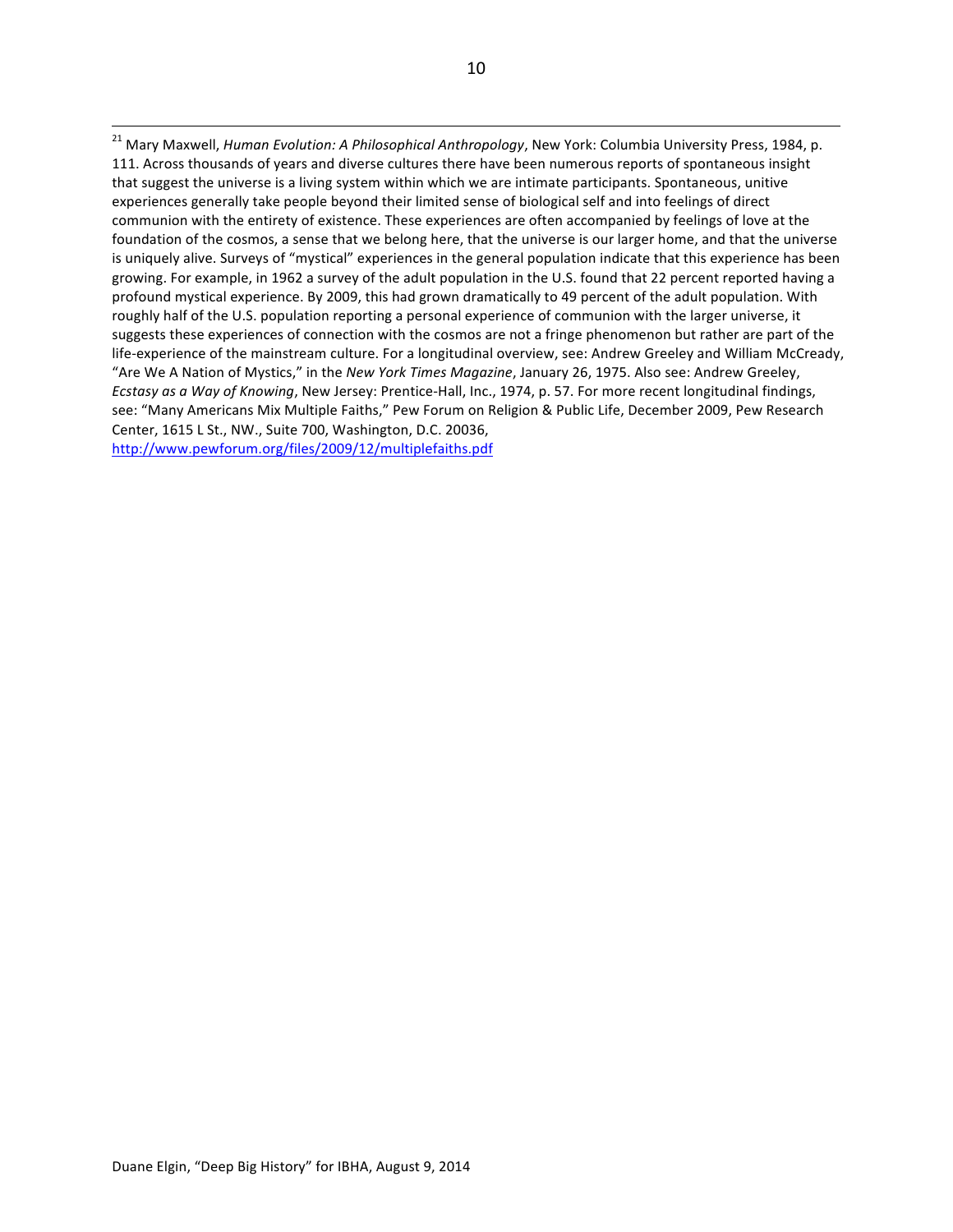[21] Mary Maxwell, *Human Evolution: A Philosophical Anthropology*, New York: Columbia University Press, 1984, p. 111. Across thousands of years and diverse cultures there have been numerous reports of spontaneous insight that suggest the universe is a living system within which we are intimate participants. Spontaneous, unitive experiences generally take people beyond their limited sense of biological self and into feelings of direct communion with the entirety of existence. These experiences are often accompanied by feelings of love at the foundation of the cosmos, a sense that we belong here, that the universe is our larger home, and that the universe is uniquely alive. Surveys of "mystical" experiences in the general population indicate that this experience has been growing. For example, in 1962 a survey of the adult population in the U.S. found that 22 percent reported having a profound mystical experience. By 2009, this had grown dramatically to 49 percent of the adult population. With roughly half of the U.S. population reporting a personal experience of communion with the larger universe, it suggests these experiences of connection with the cosmos are not a fringe phenomenon but rather are part of the life-experience of the mainstream culture. For a longitudinal overview, see: Andrew Greeley and William McCready, "Are We A Nation of Mystics," in the *New York Times Magazine*, January 26, 1975. Also see: Andrew Greeley, *Ecstasy as a Way of Knowing*, New Jersey: Prentice-Hall, Inc., 1974, p. 57. For more recent longitudinal findings, see: "Many Americans Mix Multiple Faiths," Pew Forum on Religion & Public Life, December 2009, Pew Research Center, 1615 L St., NW., Suite 700, Washington, D.C. 20036, http://www.pewforum.org/files/2009/12/multiplefaiths.pdf